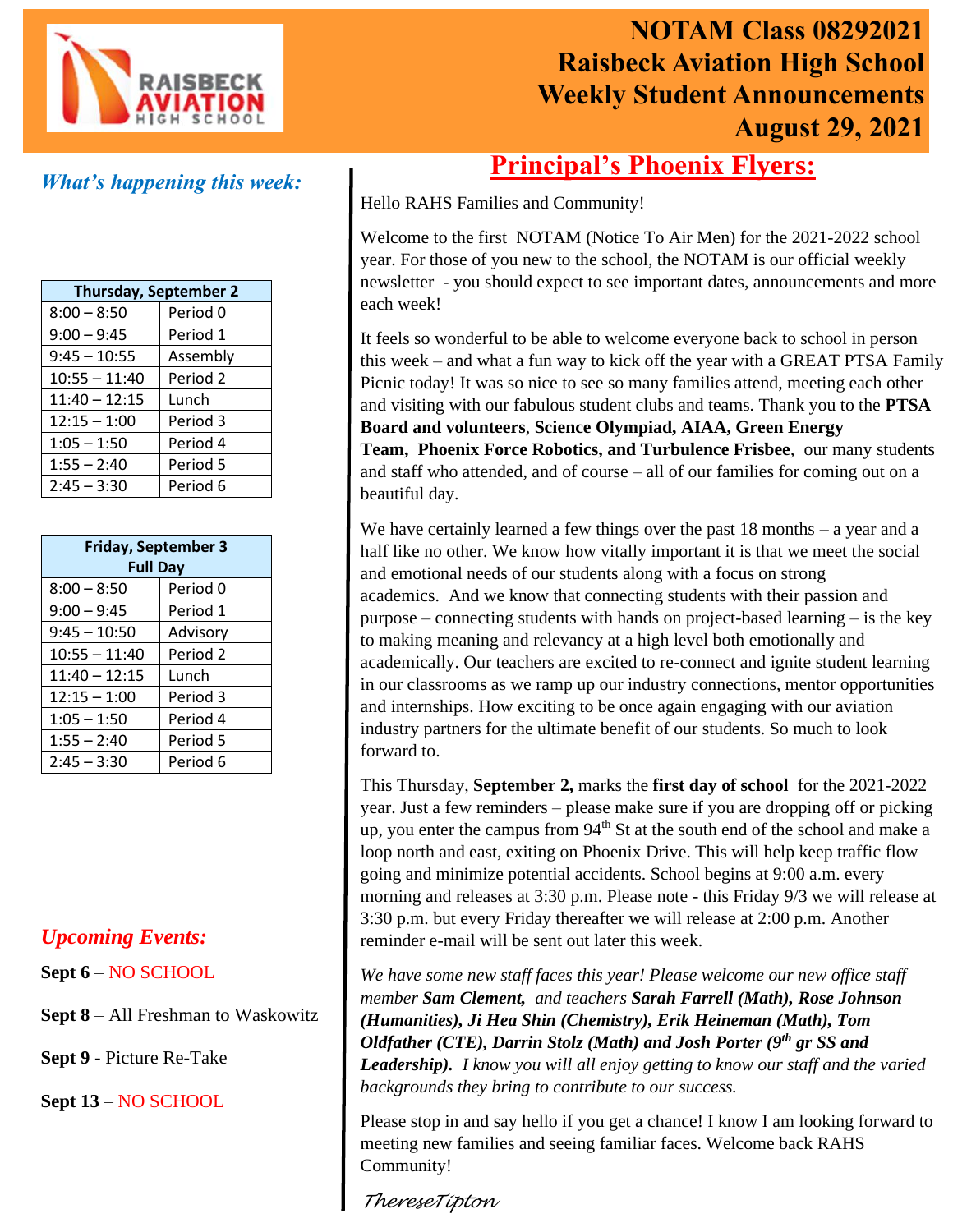# NOTAM Class 08292021
# Raisbeck Aviation High School
# Weekly Student Announcements
# August 29, 2021

## *What's happening this week:*

| Thursday, September 2 | |
|---|---|
| 8:00 – 8:50 | Period 0 |
| 9:00 – 9:45 | Period 1 |
| 9:45 – 10:55 | Assembly |
| 10:55 – 11:40 | Period 2 |
| 11:40 – 12:15 | Lunch |
| 12:15 – 1:00 | Period 3 |
| 1:05 – 1:50 | Period 4 |
| 1:55 – 2:40 | Period 5 |
| 2:45 – 3:30 | Period 6 |

| Friday, September 3 Full Day | |
|---|---|
| 8:00 – 8:50 | Period 0 |
| 9:00 – 9:45 | Period 1 |
| 9:45 – 10:50 | Advisory |
| 10:55 – 11:40 | Period 2 |
| 11:40 – 12:15 | Lunch |
| 12:15 – 1:00 | Period 3 |
| 1:05 – 1:50 | Period 4 |
| 1:55 – 2:40 | Period 5 |
| 2:45 – 3:30 | Period 6 |

## *Upcoming Events:*

**Sept 6** – NO SCHOOL

**Sept 8** – All Freshman to Waskowitz

**Sept 9** - Picture Re-Take

**Sept 13** – NO SCHOOL

## Principal's Phoenix Flyers:

Hello RAHS Families and Community!

Welcome to the first NOTAM (Notice To Air Men) for the 2021-2022 school year. For those of you new to the school, the NOTAM is our official weekly newsletter - you should expect to see important dates, announcements and more each week!

It feels so wonderful to be able to welcome everyone back to school in person this week – and what a fun way to kick off the year with a GREAT PTSA Family Picnic today! It was so nice to see so many families attend, meeting each other and visiting with our fabulous student clubs and teams. Thank you to the **PTSA Board and volunteers**, **Science Olympiad, AIAA, Green Energy Team, Phoenix Force Robotics, and Turbulence Frisbee**, our many students and staff who attended, and of course – all of our families for coming out on a beautiful day.

We have certainly learned a few things over the past 18 months – a year and a half like no other. We know how vitally important it is that we meet the social and emotional needs of our students along with a focus on strong academics. And we know that connecting students with their passion and purpose – connecting students with hands on project-based learning – is the key to making meaning and relevancy at a high level both emotionally and academically. Our teachers are excited to re-connect and ignite student learning in our classrooms as we ramp up our industry connections, mentor opportunities and internships. How exciting to be once again engaging with our aviation industry partners for the ultimate benefit of our students. So much to look forward to.

This Thursday, **September 2,** marks the **first day of school** for the 2021-2022 year. Just a few reminders – please make sure if you are dropping off or picking up, you enter the campus from 94th St at the south end of the school and make a loop north and east, exiting on Phoenix Drive. This will help keep traffic flow going and minimize potential accidents. School begins at 9:00 a.m. every morning and releases at 3:30 p.m. Please note - this Friday 9/3 we will release at 3:30 p.m. but every Friday thereafter we will release at 2:00 p.m. Another reminder e-mail will be sent out later this week.

*We have some new staff faces this year! Please welcome our new office staff member **Sam Clement,** and teachers **Sarah Farrell (Math), Rose Johnson (Humanities), Ji Hea Shin (Chemistry), Erik Heineman (Math), Tom Oldfather (CTE), Darrin Stolz (Math) and Josh Porter (9th gr SS and Leadership).** I know you will all enjoy getting to know our staff and the varied backgrounds they bring to contribute to our success.*

Please stop in and say hello if you get a chance! I know I am looking forward to meeting new families and seeing familiar faces. Welcome back RAHS Community!

*ThereseTipton*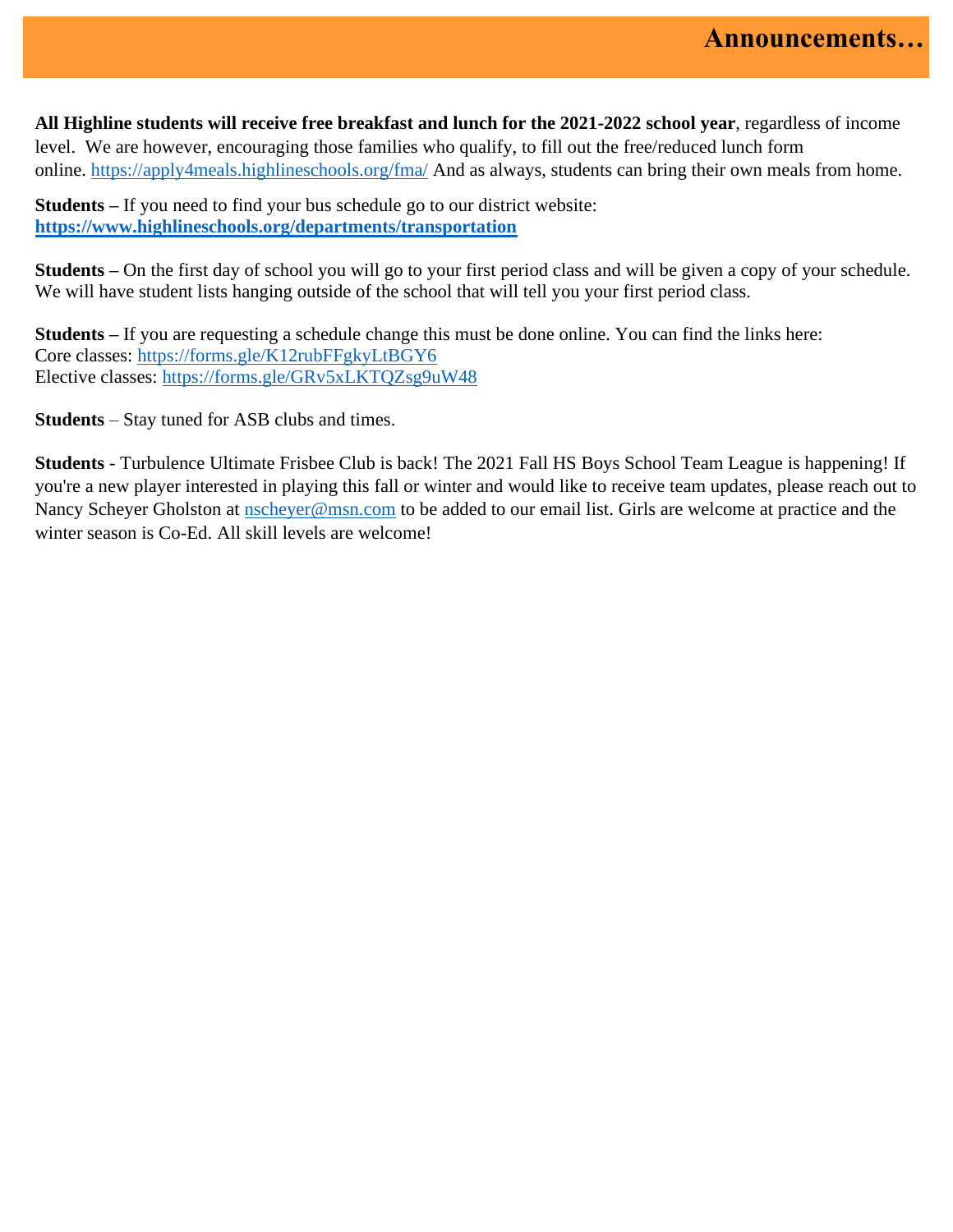# Announcements…

**All Highline students will receive free breakfast and lunch for the 2021-2022 school year**, regardless of income level. We are however, encouraging those families who qualify, to fill out the free/reduced lunch form online. https://apply4meals.highlineschools.org/fma/ And as always, students can bring their own meals from home.

**Students –** If you need to find your bus schedule go to our district website: **https://www.highlineschools.org/departments/transportation**

**Students –** On the first day of school you will go to your first period class and will be given a copy of your schedule. We will have student lists hanging outside of the school that will tell you your first period class.

**Students –** If you are requesting a schedule change this must be done online. You can find the links here:
Core classes: https://forms.gle/K12rubFFgkyLtBGY6
Elective classes: https://forms.gle/GRv5xLKTQZsg9uW48

**Students** – Stay tuned for ASB clubs and times.

**Students** - Turbulence Ultimate Frisbee Club is back! The 2021 Fall HS Boys School Team League is happening! If you're a new player interested in playing this fall or winter and would like to receive team updates, please reach out to Nancy Scheyer Gholston at nscheyer@msn.com to be added to our email list. Girls are welcome at practice and the winter season is Co-Ed. All skill levels are welcome!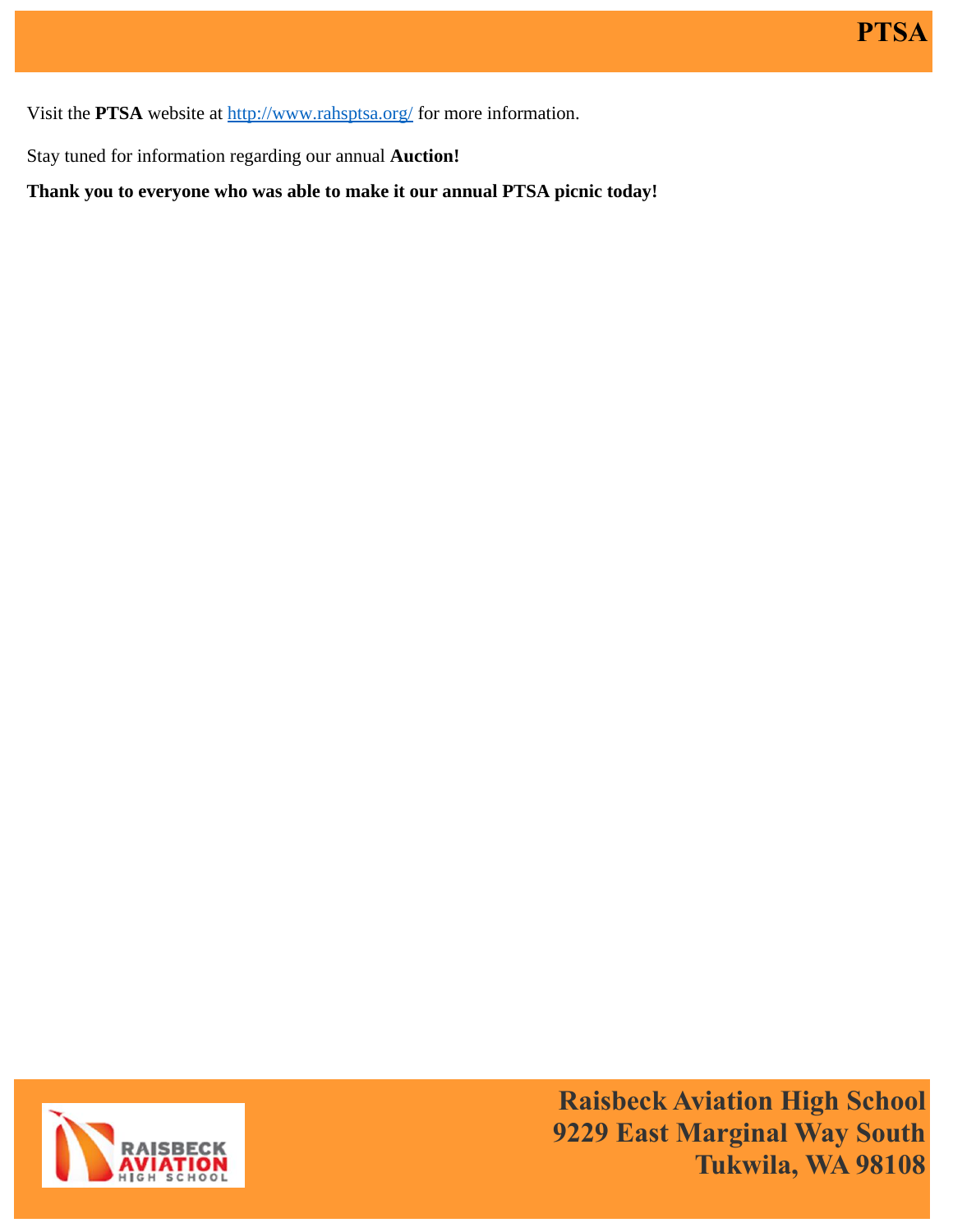# PTSA

Visit the **PTSA** website at http://www.rahsptsa.org/ for more information.

Stay tuned for information regarding our annual **Auction!**

**Thank you to everyone who was able to make it our annual PTSA picnic today!**

**Raisbeck Aviation High School**
**9229 East Marginal Way South**
**Tukwila, WA 98108**